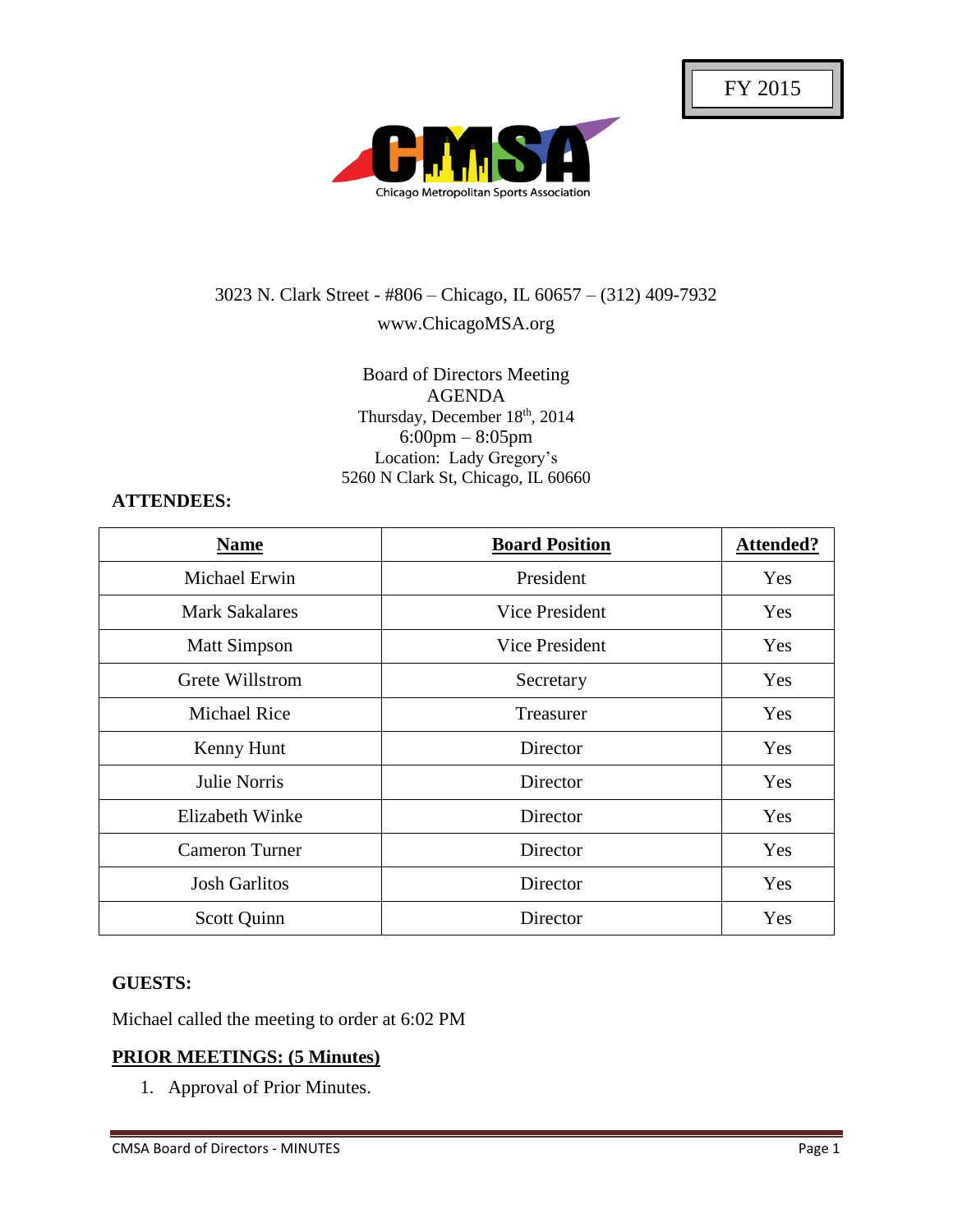FY 2015

Chicago Metropolitan Sports Association

3023 N. Clark Street - #806 – Chicago, IL 60657 – (312) 409-7932
www.ChicagoMSA.org

Board of Directors Meeting
AGENDA
Thursday, December 18th, 2014
6:00pm – 8:05pm
Location: Lady Gregory's
5260 N Clark St, Chicago, IL 60660

**ATTENDEES:**

| Name | Board Position | Attended? |
|---|---|---|
| Michael Erwin | President | Yes |
| Mark Sakalares | Vice President | Yes |
| Matt Simpson | Vice President | Yes |
| Grete Willstrom | Secretary | Yes |
| Michael Rice | Treasurer | Yes |
| Kenny Hunt | Director | Yes |
| Julie Norris | Director | Yes |
| Elizabeth Winke | Director | Yes |
| Cameron Turner | Director | Yes |
| Josh Garlitos | Director | Yes |
| Scott Quinn | Director | Yes |

**GUESTS:**

Michael called the meeting to order at 6:02 PM

## PRIOR MEETINGS: (5 Minutes)

1. Approval of Prior Minutes.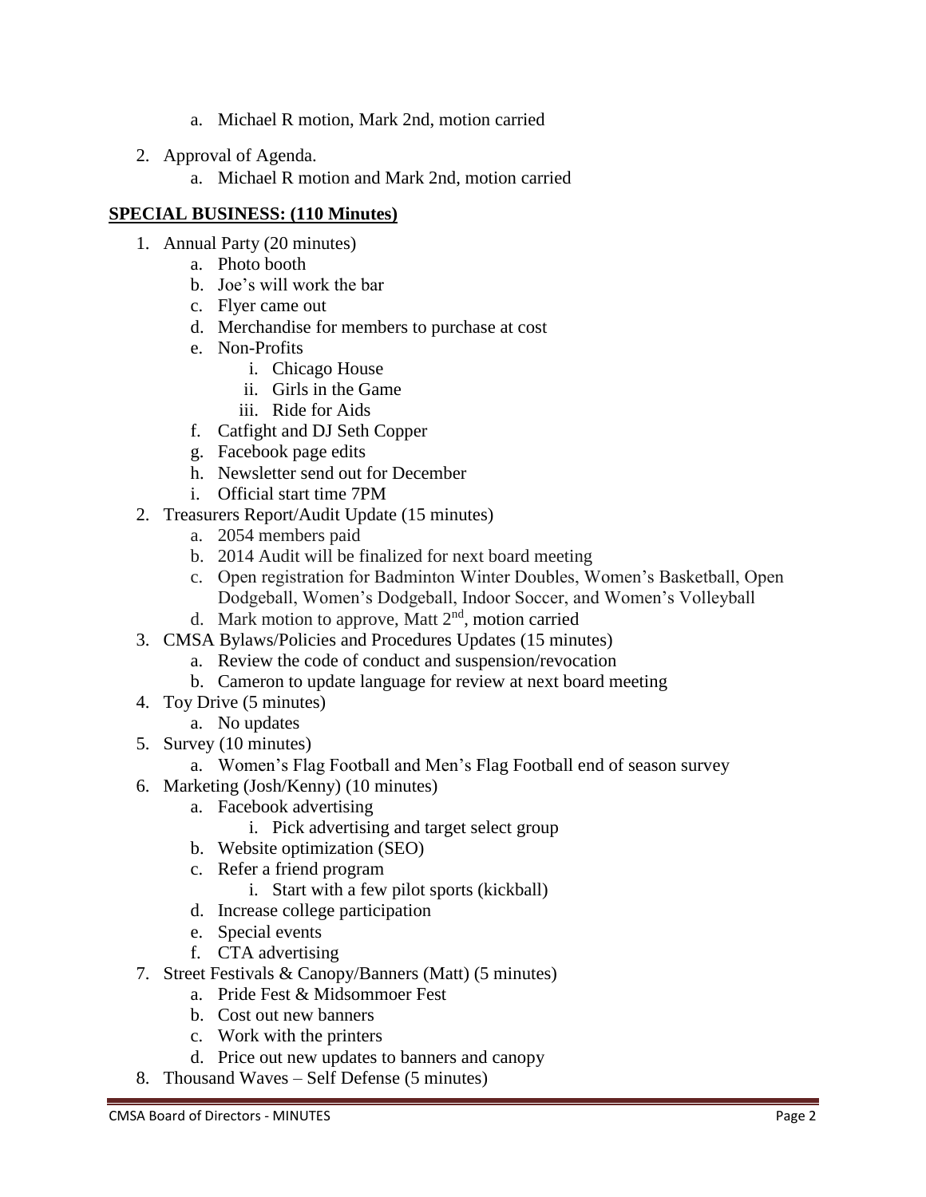a. Michael R motion, Mark 2nd, motion carried

2. Approval of Agenda.
   a. Michael R motion and Mark 2nd, motion carried

**SPECIAL BUSINESS: (110 Minutes)**

1. Annual Party (20 minutes)
   a. Photo booth
   b. Joe's will work the bar
   c. Flyer came out
   d. Merchandise for members to purchase at cost
   e. Non-Profits
      i. Chicago House
      ii. Girls in the Game
      iii. Ride for Aids
   f. Catfight and DJ Seth Copper
   g. Facebook page edits
   h. Newsletter send out for December
   i. Official start time 7PM
2. Treasurers Report/Audit Update (15 minutes)
   a. 2054 members paid
   b. 2014 Audit will be finalized for next board meeting
   c. Open registration for Badminton Winter Doubles, Women's Basketball, Open Dodgeball, Women's Dodgeball, Indoor Soccer, and Women's Volleyball
   d. Mark motion to approve, Matt 2nd, motion carried
3. CMSA Bylaws/Policies and Procedures Updates (15 minutes)
   a. Review the code of conduct and suspension/revocation
   b. Cameron to update language for review at next board meeting
4. Toy Drive (5 minutes)
   a. No updates
5. Survey (10 minutes)
   a. Women's Flag Football and Men's Flag Football end of season survey
6. Marketing (Josh/Kenny) (10 minutes)
   a. Facebook advertising
      i. Pick advertising and target select group
   b. Website optimization (SEO)
   c. Refer a friend program
      i. Start with a few pilot sports (kickball)
   d. Increase college participation
   e. Special events
   f. CTA advertising
7. Street Festivals & Canopy/Banners (Matt) (5 minutes)
   a. Pride Fest & Midsommoer Fest
   b. Cost out new banners
   c. Work with the printers
   d. Price out new updates to banners and canopy
8. Thousand Waves – Self Defense (5 minutes)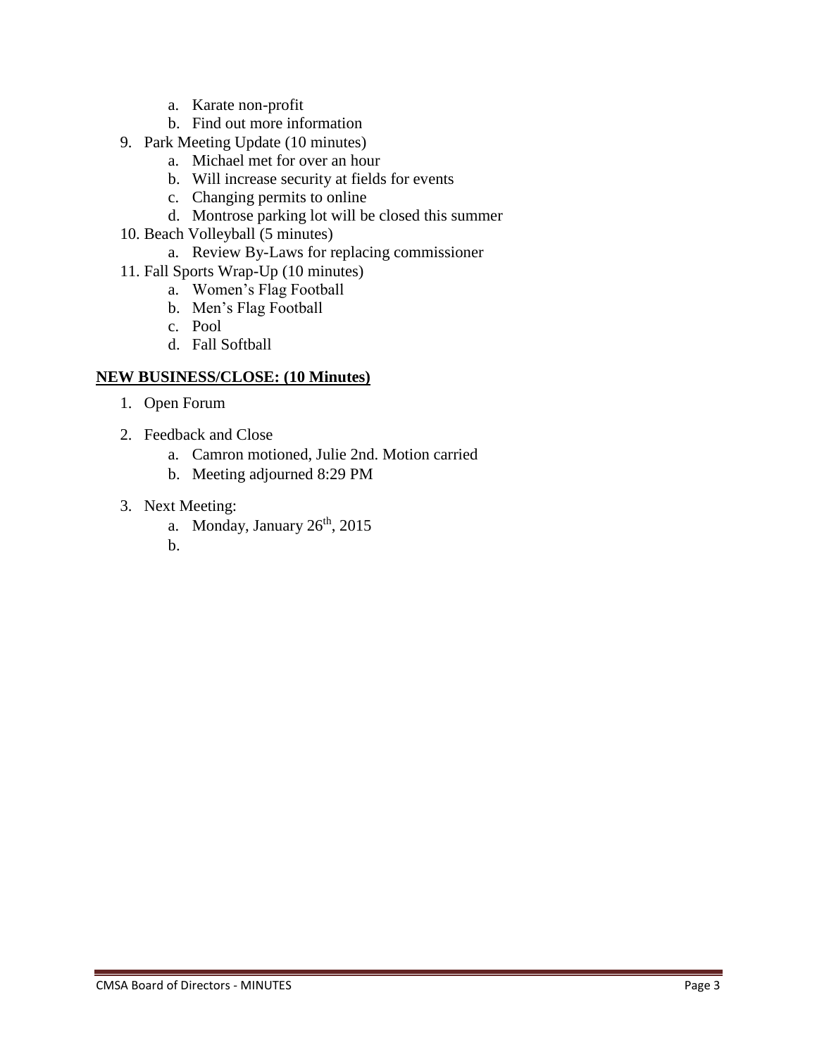a. Karate non-profit
   b. Find out more information
9. Park Meeting Update (10 minutes)
   a. Michael met for over an hour
   b. Will increase security at fields for events
   c. Changing permits to online
   d. Montrose parking lot will be closed this summer
10. Beach Volleyball (5 minutes)
   a. Review By-Laws for replacing commissioner
11. Fall Sports Wrap-Up (10 minutes)
   a. Women's Flag Football
   b. Men's Flag Football
   c. Pool
   d. Fall Softball

**NEW BUSINESS/CLOSE: (10 Minutes)**

1. Open Forum

2. Feedback and Close
   a. Camron motioned, Julie 2nd. Motion carried
   b. Meeting adjourned 8:29 PM

3. Next Meeting:
   a. Monday, January 26th, 2015
   b.